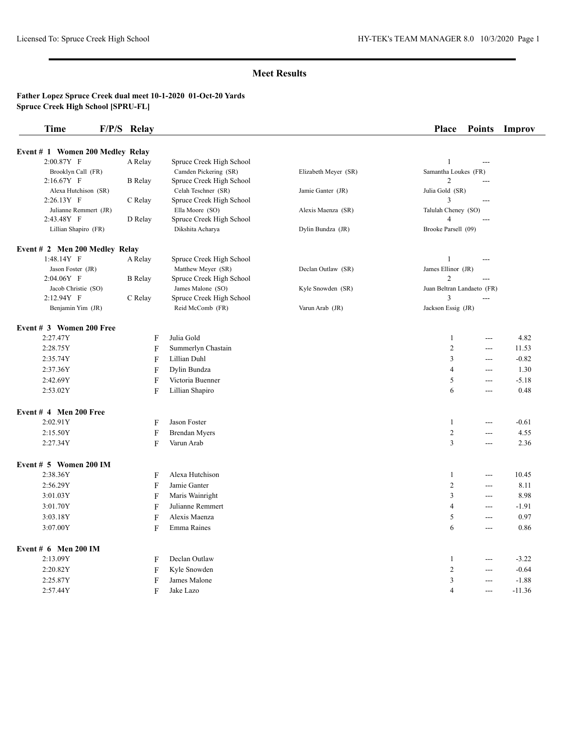## Meet Results

**Father Lopez Spruce Creek dual meet 10-1-2020 01-Oct-20 Yards**
**Spruce Creek High School [SPRU-FL]**

| Time | F/P/S | Relay | | | Place | Points | Improv |
|---|---|---|---|---|---|---|---|

**Event # 1 Women 200 Medley Relay**

| Time | F/P/S | Relay | | | Place | Points | Improv |
|---|---|---|---|---|---|---|---|
| 2:00.87Y | F | A Relay | Spruce Creek High School | | 1 | --- | |
| Brooklyn Call (FR) | | | Camden Pickering (SR) | Elizabeth Meyer (SR) | Samantha Loukes (FR) | | |
| 2:16.67Y | F | B Relay | Spruce Creek High School | | 2 | --- | |
| Alexa Hutchison (SR) | | | Celah Teschner (SR) | Jamie Ganter (JR) | Julia Gold (SR) | | |
| 2:26.13Y | F | C Relay | Spruce Creek High School | | 3 | --- | |
| Julianne Remmert (JR) | | | Ella Moore (SO) | Alexis Maenza (SR) | Talulah Cheney (SO) | | |
| 2:43.48Y | F | D Relay | Spruce Creek High School | | 4 | --- | |
| Lillian Shapiro (FR) | | | Dikshita Acharya | Dylin Bundza (JR) | Brooke Parsell (09) | | |

**Event # 2 Men 200 Medley Relay**

| Time | F/P/S | Relay | | | Place | Points | Improv |
|---|---|---|---|---|---|---|---|
| 1:48.14Y | F | A Relay | Spruce Creek High School | | 1 | --- | |
| Jason Foster (JR) | | | Matthew Meyer (SR) | Declan Outlaw (SR) | James Ellinor (JR) | | |
| 2:04.06Y | F | B Relay | Spruce Creek High School | | 2 | --- | |
| Jacob Christie (SO) | | | James Malone (SO) | Kyle Snowden (SR) | Juan Beltran Landaeto (FR) | | |
| 2:12.94Y | F | C Relay | Spruce Creek High School | | 3 | --- | |
| Benjamin Yim (JR) | | | Reid McComb (FR) | Varun Arab (JR) | Jackson Essig (JR) | | |

**Event # 3 Women 200 Free**

| Time | F/P/S | Name | Place | Points | Improv |
|---|---|---|---|---|---|
| 2:27.47Y | F | Julia Gold | 1 | --- | 4.82 |
| 2:28.75Y | F | Summerlyn Chastain | 2 | --- | 11.53 |
| 2:35.74Y | F | Lillian Duhl | 3 | --- | -0.82 |
| 2:37.36Y | F | Dylin Bundza | 4 | --- | 1.30 |
| 2:42.69Y | F | Victoria Buenner | 5 | --- | -5.18 |
| 2:53.02Y | F | Lillian Shapiro | 6 | --- | 0.48 |

**Event # 4 Men 200 Free**

| Time | F/P/S | Name | Place | Points | Improv |
|---|---|---|---|---|---|
| 2:02.91Y | F | Jason Foster | 1 | --- | -0.61 |
| 2:15.50Y | F | Brendan Myers | 2 | --- | 4.55 |
| 2:27.34Y | F | Varun Arab | 3 | --- | 2.36 |

**Event # 5 Women 200 IM**

| Time | F/P/S | Name | Place | Points | Improv |
|---|---|---|---|---|---|
| 2:38.36Y | F | Alexa Hutchison | 1 | --- | 10.45 |
| 2:56.29Y | F | Jamie Ganter | 2 | --- | 8.11 |
| 3:01.03Y | F | Maris Wainright | 3 | --- | 8.98 |
| 3:01.70Y | F | Julianne Remmert | 4 | --- | -1.91 |
| 3:03.18Y | F | Alexis Maenza | 5 | --- | 0.97 |
| 3:07.00Y | F | Emma Raines | 6 | --- | 0.86 |

**Event # 6 Men 200 IM**

| Time | F/P/S | Name | Place | Points | Improv |
|---|---|---|---|---|---|
| 2:13.09Y | F | Declan Outlaw | 1 | --- | -3.22 |
| 2:20.82Y | F | Kyle Snowden | 2 | --- | -0.64 |
| 2:25.87Y | F | James Malone | 3 | --- | -1.88 |
| 2:57.44Y | F | Jake Lazo | 4 | --- | -11.36 |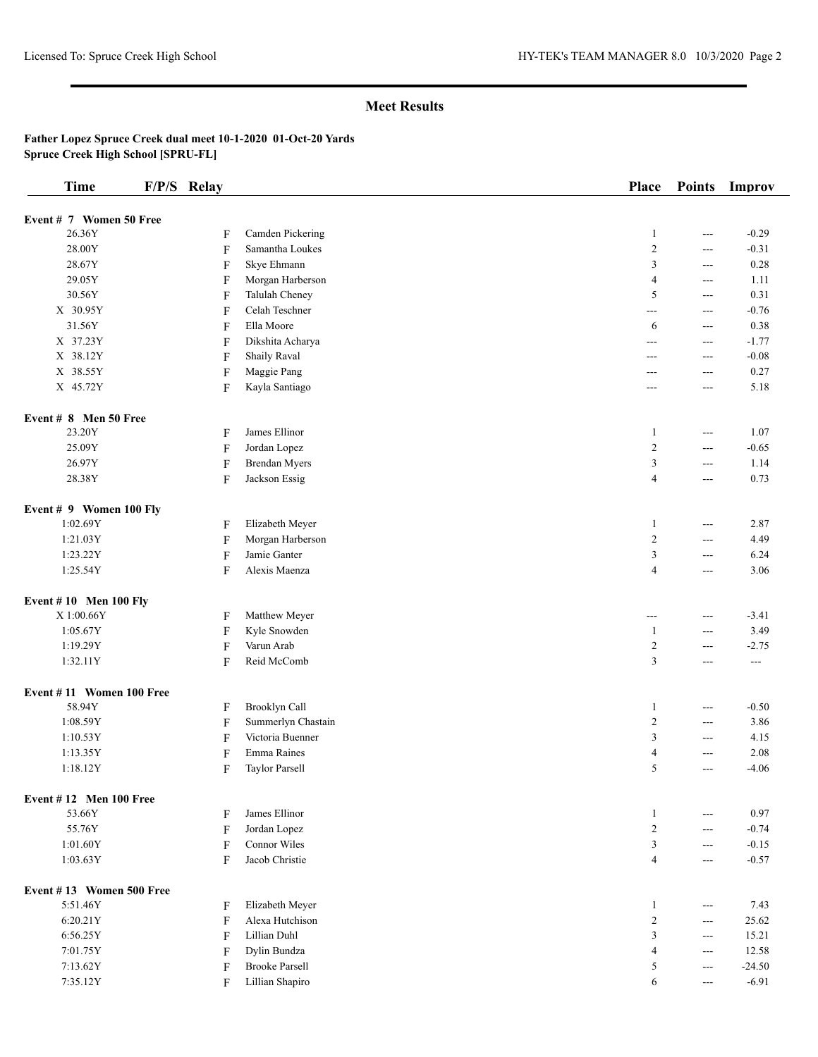# Meet Results

**Father Lopez Spruce Creek dual meet 10-1-2020 01-Oct-20 Yards**
**Spruce Creek High School [SPRU-FL]**

| Time | F/P/S | Relay | Place | Points | Improv |
|---|---|---|---|---|---|
| **Event # 7 Women 50 Free** | | | | | |
| 26.36Y | F | Camden Pickering | 1 | --- | -0.29 |
| 28.00Y | F | Samantha Loukes | 2 | --- | -0.31 |
| 28.67Y | F | Skye Ehmann | 3 | --- | 0.28 |
| 29.05Y | F | Morgan Harberson | 4 | --- | 1.11 |
| 30.56Y | F | Talulah Cheney | 5 | --- | 0.31 |
| X 30.95Y | F | Celah Teschner | --- | --- | -0.76 |
| 31.56Y | F | Ella Moore | 6 | --- | 0.38 |
| X 37.23Y | F | Dikshita Acharya | --- | --- | -1.77 |
| X 38.12Y | F | Shaily Raval | --- | --- | -0.08 |
| X 38.55Y | F | Maggie Pang | --- | --- | 0.27 |
| X 45.72Y | F | Kayla Santiago | --- | --- | 5.18 |
| **Event # 8 Men 50 Free** | | | | | |
| 23.20Y | F | James Ellinor | 1 | --- | 1.07 |
| 25.09Y | F | Jordan Lopez | 2 | --- | -0.65 |
| 26.97Y | F | Brendan Myers | 3 | --- | 1.14 |
| 28.38Y | F | Jackson Essig | 4 | --- | 0.73 |
| **Event # 9 Women 100 Fly** | | | | | |
| 1:02.69Y | F | Elizabeth Meyer | 1 | --- | 2.87 |
| 1:21.03Y | F | Morgan Harberson | 2 | --- | 4.49 |
| 1:23.22Y | F | Jamie Ganter | 3 | --- | 6.24 |
| 1:25.54Y | F | Alexis Maenza | 4 | --- | 3.06 |
| **Event # 10 Men 100 Fly** | | | | | |
| X 1:00.66Y | F | Matthew Meyer | --- | --- | -3.41 |
| 1:05.67Y | F | Kyle Snowden | 1 | --- | 3.49 |
| 1:19.29Y | F | Varun Arab | 2 | --- | -2.75 |
| 1:32.11Y | F | Reid McComb | 3 | --- | --- |
| **Event # 11 Women 100 Free** | | | | | |
| 58.94Y | F | Brooklyn Call | 1 | --- | -0.50 |
| 1:08.59Y | F | Summerlyn Chastain | 2 | --- | 3.86 |
| 1:10.53Y | F | Victoria Buenner | 3 | --- | 4.15 |
| 1:13.35Y | F | Emma Raines | 4 | --- | 2.08 |
| 1:18.12Y | F | Taylor Parsell | 5 | --- | -4.06 |
| **Event # 12 Men 100 Free** | | | | | |
| 53.66Y | F | James Ellinor | 1 | --- | 0.97 |
| 55.76Y | F | Jordan Lopez | 2 | --- | -0.74 |
| 1:01.60Y | F | Connor Wiles | 3 | --- | -0.15 |
| 1:03.63Y | F | Jacob Christie | 4 | --- | -0.57 |
| **Event # 13 Women 500 Free** | | | | | |
| 5:51.46Y | F | Elizabeth Meyer | 1 | --- | 7.43 |
| 6:20.21Y | F | Alexa Hutchison | 2 | --- | 25.62 |
| 6:56.25Y | F | Lillian Duhl | 3 | --- | 15.21 |
| 7:01.75Y | F | Dylin Bundza | 4 | --- | 12.58 |
| 7:13.62Y | F | Brooke Parsell | 5 | --- | -24.50 |
| 7:35.12Y | F | Lillian Shapiro | 6 | --- | -6.91 |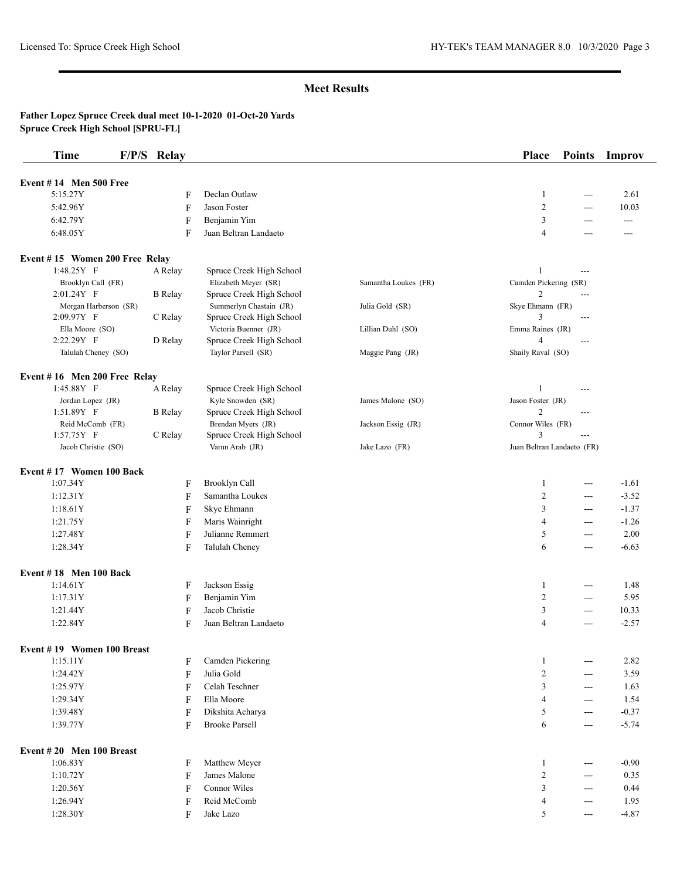## Meet Results

**Father Lopez Spruce Creek dual meet 10-1-2020 01-Oct-20 Yards**
**Spruce Creek High School [SPRU-FL]**

| Time | F/P/S | Relay | | | Place | Points | Improv |
|---|---|---|---|---|---|---|---|
| **Event # 14 Men 500 Free** | | | | | | | |
| 5:15.27Y | F | | Declan Outlaw | | 1 | --- | 2.61 |
| 5:42.96Y | F | | Jason Foster | | 2 | --- | 10.03 |
| 6:42.79Y | F | | Benjamin Yim | | 3 | --- | --- |
| 6:48.05Y | F | | Juan Beltran Landaeto | | 4 | --- | --- |
| **Event # 15 Women 200 Free Relay** | | | | | | | |
| 1:48.25Y | F | A Relay | Spruce Creek High School | | 1 | --- | |
| Brooklyn Call (FR) | | | Elizabeth Meyer (SR) | Samantha Loukes (FR) | Camden Pickering (SR) | | |
| 2:01.24Y | F | B Relay | Spruce Creek High School | | 2 | --- | |
| Morgan Harberson (SR) | | | Summerlyn Chastain (JR) | Julia Gold (SR) | Skye Ehmann (FR) | | |
| 2:09.97Y | F | C Relay | Spruce Creek High School | | 3 | --- | |
| Ella Moore (SO) | | | Victoria Buenner (JR) | Lillian Duhl (SO) | Emma Raines (JR) | | |
| 2:22.29Y | F | D Relay | Spruce Creek High School | | 4 | --- | |
| Talulah Cheney (SO) | | | Taylor Parsell (SR) | Maggie Pang (JR) | Shaily Raval (SO) | | |
| **Event # 16 Men 200 Free Relay** | | | | | | | |
| 1:45.88Y | F | A Relay | Spruce Creek High School | | 1 | --- | |
| Jordan Lopez (JR) | | | Kyle Snowden (SR) | James Malone (SO) | Jason Foster (JR) | | |
| 1:51.89Y | F | B Relay | Spruce Creek High School | | 2 | --- | |
| Reid McComb (FR) | | | Brendan Myers (JR) | Jackson Essig (JR) | Connor Wiles (FR) | | |
| 1:57.75Y | F | C Relay | Spruce Creek High School | | 3 | --- | |
| Jacob Christie (SO) | | | Varun Arab (JR) | Jake Lazo (FR) | Juan Beltran Landaeto (FR) | | |
| **Event # 17 Women 100 Back** | | | | | | | |
| 1:07.34Y | F | | Brooklyn Call | | 1 | --- | -1.61 |
| 1:12.31Y | F | | Samantha Loukes | | 2 | --- | -3.52 |
| 1:18.61Y | F | | Skye Ehmann | | 3 | --- | -1.37 |
| 1:21.75Y | F | | Maris Wainright | | 4 | --- | -1.26 |
| 1:27.48Y | F | | Julianne Remmert | | 5 | --- | 2.00 |
| 1:28.34Y | F | | Talulah Cheney | | 6 | --- | -6.63 |
| **Event # 18 Men 100 Back** | | | | | | | |
| 1:14.61Y | F | | Jackson Essig | | 1 | --- | 1.48 |
| 1:17.31Y | F | | Benjamin Yim | | 2 | --- | 5.95 |
| 1:21.44Y | F | | Jacob Christie | | 3 | --- | 10.33 |
| 1:22.84Y | F | | Juan Beltran Landaeto | | 4 | --- | -2.57 |
| **Event # 19 Women 100 Breast** | | | | | | | |
| 1:15.11Y | F | | Camden Pickering | | 1 | --- | 2.82 |
| 1:24.42Y | F | | Julia Gold | | 2 | --- | 3.59 |
| 1:25.97Y | F | | Celah Teschner | | 3 | --- | 1.63 |
| 1:29.34Y | F | | Ella Moore | | 4 | --- | 1.54 |
| 1:39.48Y | F | | Dikshita Acharya | | 5 | --- | -0.37 |
| 1:39.77Y | F | | Brooke Parsell | | 6 | --- | -5.74 |
| **Event # 20 Men 100 Breast** | | | | | | | |
| 1:06.83Y | F | | Matthew Meyer | | 1 | --- | -0.90 |
| 1:10.72Y | F | | James Malone | | 2 | --- | 0.35 |
| 1:20.56Y | F | | Connor Wiles | | 3 | --- | 0.44 |
| 1:26.94Y | F | | Reid McComb | | 4 | --- | 1.95 |
| 1:28.30Y | F | | Jake Lazo | | 5 | --- | -4.87 |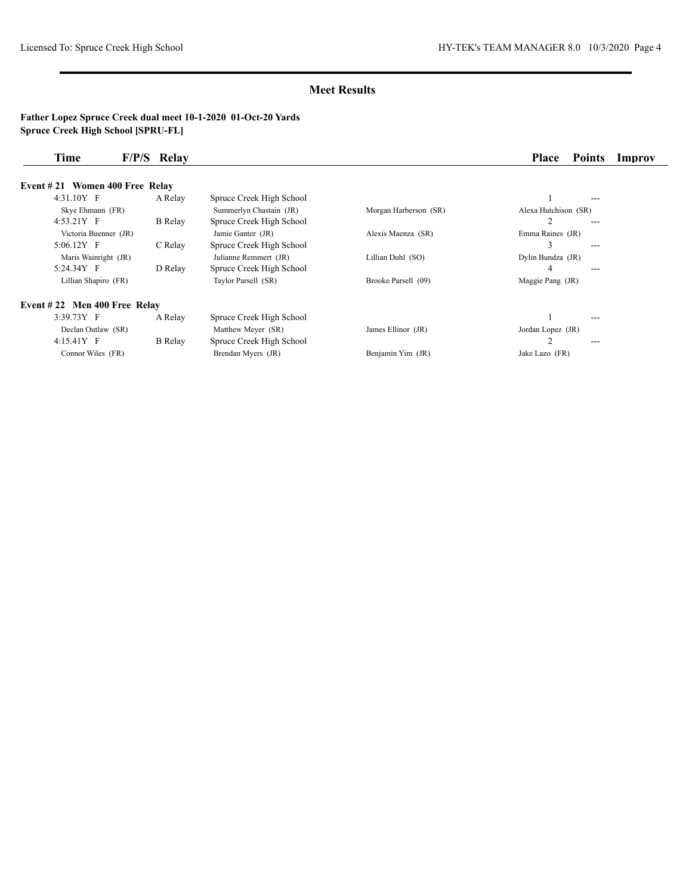## Meet Results

**Father Lopez Spruce Creek dual meet 10-1-2020 01-Oct-20 Yards**
**Spruce Creek High School [SPRU-FL]**

| Time | F/P/S | Relay | | | Place | Points | Improv |
|---|---|---|---|---|---|---|---|
| **Event # 21 Women 400 Free Relay** | | | | | | | |
| 4:31.10Y | F | A Relay | Spruce Creek High School | | 1 | --- | |
| Skye Ehmann (FR) | | | Summerlyn Chastain (JR) | Morgan Harberson (SR) | Alexa Hutchison (SR) | | |
| 4:53.21Y | F | B Relay | Spruce Creek High School | | 2 | --- | |
| Victoria Buenner (JR) | | | Jamie Ganter (JR) | Alexis Maenza (SR) | Emma Raines (JR) | | |
| 5:06.12Y | F | C Relay | Spruce Creek High School | | 3 | --- | |
| Maris Wainright (JR) | | | Julianne Remmert (JR) | Lillian Duhl (SO) | Dylin Bundza (JR) | | |
| 5:24.34Y | F | D Relay | Spruce Creek High School | | 4 | --- | |
| Lillian Shapiro (FR) | | | Taylor Parsell (SR) | Brooke Parsell (09) | Maggie Pang (JR) | | |
| **Event # 22 Men 400 Free Relay** | | | | | | | |
| 3:39.73Y | F | A Relay | Spruce Creek High School | | 1 | --- | |
| Declan Outlaw (SR) | | | Matthew Meyer (SR) | James Ellinor (JR) | Jordan Lopez (JR) | | |
| 4:15.41Y | F | B Relay | Spruce Creek High School | | 2 | --- | |
| Connor Wiles (FR) | | | Brendan Myers (JR) | Benjamin Yim (JR) | Jake Lazo (FR) | | |